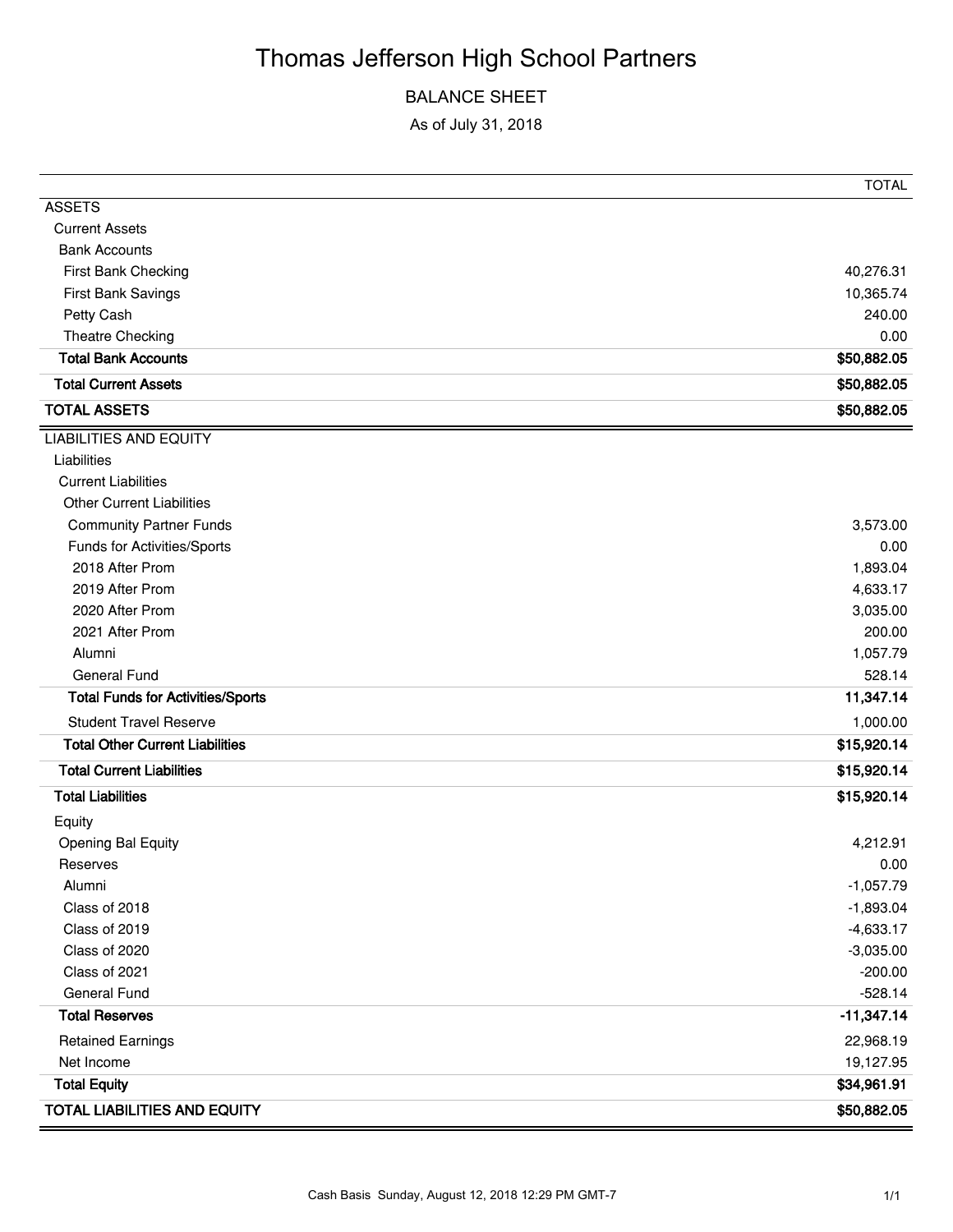# Thomas Jefferson High School Partners

## BALANCE SHEET

As of July 31, 2018

| | TOTAL |
|---|---:|
| ASSETS | |
| Current Assets | |
| Bank Accounts | |
| First Bank Checking | 40,276.31 |
| First Bank Savings | 10,365.74 |
| Petty Cash | 240.00 |
| Theatre Checking | 0.00 |
| **Total Bank Accounts** | **$50,882.05** |
| **Total Current Assets** | **$50,882.05** |
| **TOTAL ASSETS** | **$50,882.05** |
| LIABILITIES AND EQUITY | |
| Liabilities | |
| Current Liabilities | |
| Other Current Liabilities | |
| Community Partner Funds | 3,573.00 |
| Funds for Activities/Sports | 0.00 |
| 2018 After Prom | 1,893.04 |
| 2019 After Prom | 4,633.17 |
| 2020 After Prom | 3,035.00 |
| 2021 After Prom | 200.00 |
| Alumni | 1,057.79 |
| General Fund | 528.14 |
| **Total Funds for Activities/Sports** | **11,347.14** |
| Student Travel Reserve | 1,000.00 |
| **Total Other Current Liabilities** | **$15,920.14** |
| **Total Current Liabilities** | **$15,920.14** |
| **Total Liabilities** | **$15,920.14** |
| Equity | |
| Opening Bal Equity | 4,212.91 |
| Reserves | 0.00 |
| Alumni | -1,057.79 |
| Class of 2018 | -1,893.04 |
| Class of 2019 | -4,633.17 |
| Class of 2020 | -3,035.00 |
| Class of 2021 | -200.00 |
| General Fund | -528.14 |
| **Total Reserves** | **-11,347.14** |
| Retained Earnings | 22,968.19 |
| Net Income | 19,127.95 |
| **Total Equity** | **$34,961.91** |
| **TOTAL LIABILITIES AND EQUITY** | **$50,882.05** |

Cash Basis Sunday, August 12, 2018 12:29 PM GMT-7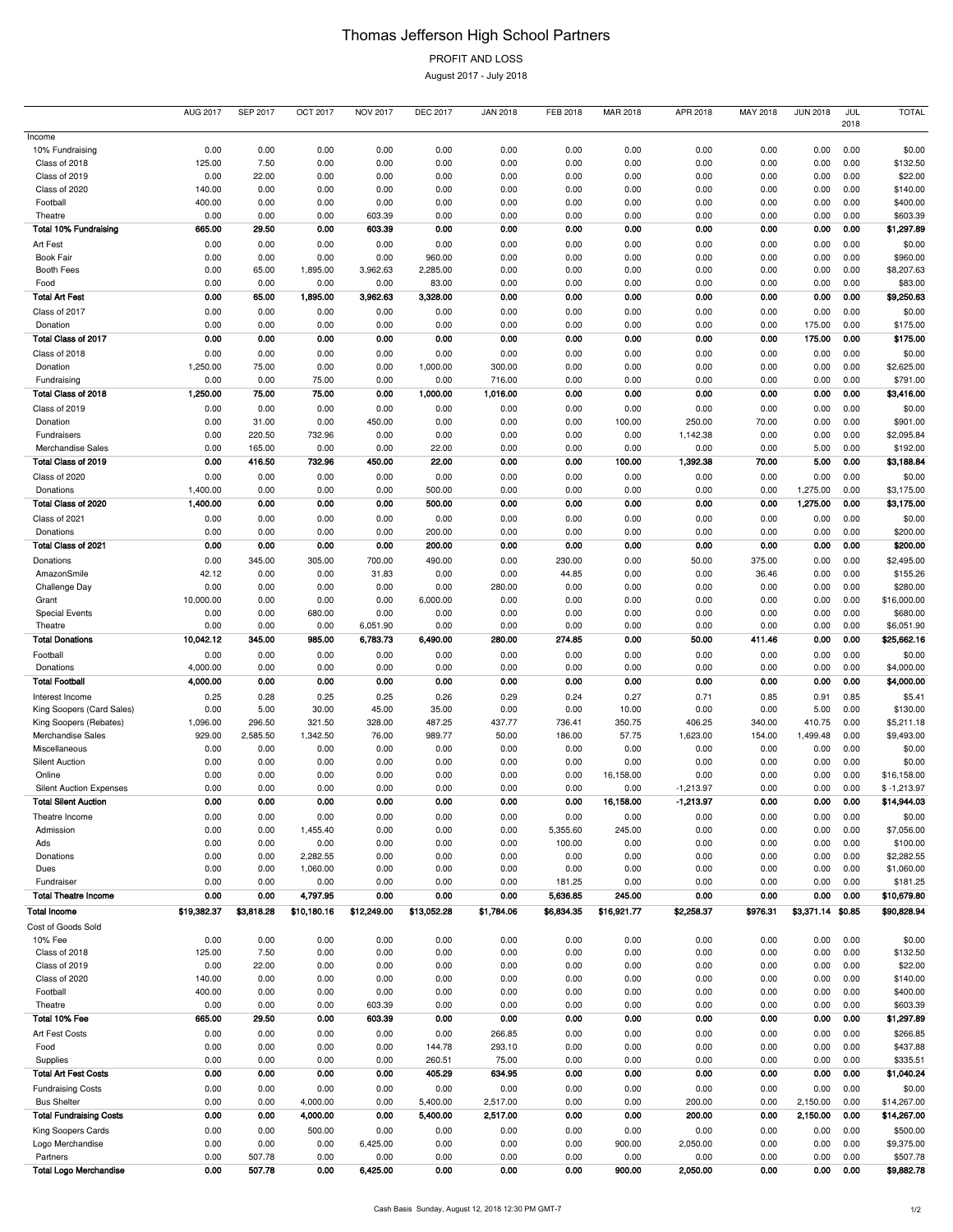# Thomas Jefferson High School Partners

PROFIT AND LOSS

August 2017 - July 2018

| | AUG 2017 | SEP 2017 | OCT 2017 | NOV 2017 | DEC 2017 | JAN 2018 | FEB 2018 | MAR 2018 | APR 2018 | MAY 2018 | JUN 2018 | JUL 2018 | TOTAL |
|---|---|---|---|---|---|---|---|---|---|---|---|---|---|
| Income | | | | | | | | | | | | | |
| 10% Fundraising | 0.00 | 0.00 | 0.00 | 0.00 | 0.00 | 0.00 | 0.00 | 0.00 | 0.00 | 0.00 | 0.00 | 0.00 | $0.00 |
| Class of 2018 | 125.00 | 7.50 | 0.00 | 0.00 | 0.00 | 0.00 | 0.00 | 0.00 | 0.00 | 0.00 | 0.00 | 0.00 | $132.50 |
| Class of 2019 | 0.00 | 22.00 | 0.00 | 0.00 | 0.00 | 0.00 | 0.00 | 0.00 | 0.00 | 0.00 | 0.00 | 0.00 | $22.00 |
| Class of 2020 | 140.00 | 0.00 | 0.00 | 0.00 | 0.00 | 0.00 | 0.00 | 0.00 | 0.00 | 0.00 | 0.00 | 0.00 | $140.00 |
| Football | 400.00 | 0.00 | 0.00 | 0.00 | 0.00 | 0.00 | 0.00 | 0.00 | 0.00 | 0.00 | 0.00 | 0.00 | $400.00 |
| Theatre | 0.00 | 0.00 | 0.00 | 603.39 | 0.00 | 0.00 | 0.00 | 0.00 | 0.00 | 0.00 | 0.00 | 0.00 | $603.39 |
| **Total 10% Fundraising** | **665.00** | **29.50** | **0.00** | **603.39** | **0.00** | **0.00** | **0.00** | **0.00** | **0.00** | **0.00** | **0.00** | **0.00** | **$1,297.89** |
| Art Fest | 0.00 | 0.00 | 0.00 | 0.00 | 0.00 | 0.00 | 0.00 | 0.00 | 0.00 | 0.00 | 0.00 | 0.00 | $0.00 |
| Book Fair | 0.00 | 0.00 | 0.00 | 0.00 | 960.00 | 0.00 | 0.00 | 0.00 | 0.00 | 0.00 | 0.00 | 0.00 | $960.00 |
| Booth Fees | 0.00 | 65.00 | 1,895.00 | 3,962.63 | 2,285.00 | 0.00 | 0.00 | 0.00 | 0.00 | 0.00 | 0.00 | 0.00 | $8,207.63 |
| Food | 0.00 | 0.00 | 0.00 | 0.00 | 83.00 | 0.00 | 0.00 | 0.00 | 0.00 | 0.00 | 0.00 | 0.00 | $83.00 |
| **Total Art Fest** | **0.00** | **65.00** | **1,895.00** | **3,962.63** | **3,328.00** | **0.00** | **0.00** | **0.00** | **0.00** | **0.00** | **0.00** | **0.00** | **$9,250.63** |
| Class of 2017 | 0.00 | 0.00 | 0.00 | 0.00 | 0.00 | 0.00 | 0.00 | 0.00 | 0.00 | 0.00 | 0.00 | 0.00 | $0.00 |
| Donation | 0.00 | 0.00 | 0.00 | 0.00 | 0.00 | 0.00 | 0.00 | 0.00 | 0.00 | 0.00 | 175.00 | 0.00 | $175.00 |
| **Total Class of 2017** | **0.00** | **0.00** | **0.00** | **0.00** | **0.00** | **0.00** | **0.00** | **0.00** | **0.00** | **0.00** | **175.00** | **0.00** | **$175.00** |
| Class of 2018 | 0.00 | 0.00 | 0.00 | 0.00 | 0.00 | 0.00 | 0.00 | 0.00 | 0.00 | 0.00 | 0.00 | 0.00 | $0.00 |
| Donation | 1,250.00 | 75.00 | 0.00 | 0.00 | 1,000.00 | 300.00 | 0.00 | 0.00 | 0.00 | 0.00 | 0.00 | 0.00 | $2,625.00 |
| Fundraising | 0.00 | 0.00 | 75.00 | 0.00 | 0.00 | 716.00 | 0.00 | 0.00 | 0.00 | 0.00 | 0.00 | 0.00 | $791.00 |
| **Total Class of 2018** | **1,250.00** | **75.00** | **75.00** | **0.00** | **1,000.00** | **1,016.00** | **0.00** | **0.00** | **0.00** | **0.00** | **0.00** | **0.00** | **$3,416.00** |
| Class of 2019 | 0.00 | 0.00 | 0.00 | 0.00 | 0.00 | 0.00 | 0.00 | 0.00 | 0.00 | 0.00 | 0.00 | 0.00 | $0.00 |
| Donation | 0.00 | 31.00 | 0.00 | 450.00 | 0.00 | 0.00 | 0.00 | 100.00 | 250.00 | 70.00 | 0.00 | 0.00 | $901.00 |
| Fundraisers | 0.00 | 220.50 | 732.96 | 0.00 | 0.00 | 0.00 | 0.00 | 0.00 | 1,142.38 | 0.00 | 0.00 | 0.00 | $2,095.84 |
| Merchandise Sales | 0.00 | 165.00 | 0.00 | 0.00 | 22.00 | 0.00 | 0.00 | 0.00 | 0.00 | 0.00 | 5.00 | 0.00 | $192.00 |
| **Total Class of 2019** | **0.00** | **416.50** | **732.96** | **450.00** | **22.00** | **0.00** | **0.00** | **100.00** | **1,392.38** | **70.00** | **5.00** | **0.00** | **$3,188.84** |
| Class of 2020 | 0.00 | 0.00 | 0.00 | 0.00 | 0.00 | 0.00 | 0.00 | 0.00 | 0.00 | 0.00 | 0.00 | 0.00 | $0.00 |
| Donations | 1,400.00 | 0.00 | 0.00 | 0.00 | 500.00 | 0.00 | 0.00 | 0.00 | 0.00 | 0.00 | 1,275.00 | 0.00 | $3,175.00 |
| **Total Class of 2020** | **1,400.00** | **0.00** | **0.00** | **0.00** | **500.00** | **0.00** | **0.00** | **0.00** | **0.00** | **0.00** | **1,275.00** | **0.00** | **$3,175.00** |
| Class of 2021 | 0.00 | 0.00 | 0.00 | 0.00 | 0.00 | 0.00 | 0.00 | 0.00 | 0.00 | 0.00 | 0.00 | 0.00 | $0.00 |
| Donations | 0.00 | 0.00 | 0.00 | 0.00 | 200.00 | 0.00 | 0.00 | 0.00 | 0.00 | 0.00 | 0.00 | 0.00 | $200.00 |
| **Total Class of 2021** | **0.00** | **0.00** | **0.00** | **0.00** | **200.00** | **0.00** | **0.00** | **0.00** | **0.00** | **0.00** | **0.00** | **0.00** | **$200.00** |
| Donations | 0.00 | 345.00 | 305.00 | 700.00 | 490.00 | 0.00 | 230.00 | 0.00 | 50.00 | 375.00 | 0.00 | 0.00 | $2,495.00 |
| AmazonSmile | 42.12 | 0.00 | 0.00 | 31.83 | 0.00 | 0.00 | 44.85 | 0.00 | 0.00 | 36.46 | 0.00 | 0.00 | $155.26 |
| Challenge Day | 0.00 | 0.00 | 0.00 | 0.00 | 0.00 | 280.00 | 0.00 | 0.00 | 0.00 | 0.00 | 0.00 | 0.00 | $280.00 |
| Grant | 10,000.00 | 0.00 | 0.00 | 0.00 | 6,000.00 | 0.00 | 0.00 | 0.00 | 0.00 | 0.00 | 0.00 | 0.00 | $16,000.00 |
| Special Events | 0.00 | 0.00 | 680.00 | 0.00 | 0.00 | 0.00 | 0.00 | 0.00 | 0.00 | 0.00 | 0.00 | 0.00 | $680.00 |
| Theatre | 0.00 | 0.00 | 0.00 | 6,051.90 | 0.00 | 0.00 | 0.00 | 0.00 | 0.00 | 0.00 | 0.00 | 0.00 | $6,051.90 |
| **Total Donations** | **10,042.12** | **345.00** | **985.00** | **6,783.73** | **6,490.00** | **280.00** | **274.85** | **0.00** | **50.00** | **411.46** | **0.00** | **0.00** | **$25,662.16** |
| Football | 0.00 | 0.00 | 0.00 | 0.00 | 0.00 | 0.00 | 0.00 | 0.00 | 0.00 | 0.00 | 0.00 | 0.00 | $0.00 |
| Donations | 4,000.00 | 0.00 | 0.00 | 0.00 | 0.00 | 0.00 | 0.00 | 0.00 | 0.00 | 0.00 | 0.00 | 0.00 | $4,000.00 |
| **Total Football** | **4,000.00** | **0.00** | **0.00** | **0.00** | **0.00** | **0.00** | **0.00** | **0.00** | **0.00** | **0.00** | **0.00** | **0.00** | **$4,000.00** |
| Interest Income | 0.25 | 0.28 | 0.25 | 0.25 | 0.26 | 0.29 | 0.24 | 0.27 | 0.71 | 0.85 | 0.91 | 0.85 | $5.41 |
| King Soopers (Card Sales) | 0.00 | 5.00 | 30.00 | 45.00 | 35.00 | 0.00 | 0.00 | 10.00 | 0.00 | 0.00 | 5.00 | 0.00 | $130.00 |
| King Soopers (Rebates) | 1,096.00 | 296.50 | 321.50 | 328.00 | 487.25 | 437.77 | 736.41 | 350.75 | 406.25 | 340.00 | 410.75 | 0.00 | $5,211.18 |
| Merchandise Sales | 929.00 | 2,585.50 | 1,342.50 | 76.00 | 989.77 | 50.00 | 186.00 | 57.75 | 1,623.00 | 154.00 | 1,499.48 | 0.00 | $9,493.00 |
| Miscellaneous | 0.00 | 0.00 | 0.00 | 0.00 | 0.00 | 0.00 | 0.00 | 0.00 | 0.00 | 0.00 | 0.00 | 0.00 | $0.00 |
| Silent Auction | 0.00 | 0.00 | 0.00 | 0.00 | 0.00 | 0.00 | 0.00 | 0.00 | 0.00 | 0.00 | 0.00 | 0.00 | $0.00 |
| Online | 0.00 | 0.00 | 0.00 | 0.00 | 0.00 | 0.00 | 0.00 | 16,158.00 | 0.00 | 0.00 | 0.00 | 0.00 | $16,158.00 |
| Silent Auction Expenses | 0.00 | 0.00 | 0.00 | 0.00 | 0.00 | 0.00 | 0.00 | 0.00 | -1,213.97 | 0.00 | 0.00 | 0.00 | $ -1,213.97 |
| **Total Silent Auction** | **0.00** | **0.00** | **0.00** | **0.00** | **0.00** | **0.00** | **0.00** | **16,158.00** | **-1,213.97** | **0.00** | **0.00** | **0.00** | **$14,944.03** |
| Theatre Income | 0.00 | 0.00 | 0.00 | 0.00 | 0.00 | 0.00 | 0.00 | 0.00 | 0.00 | 0.00 | 0.00 | 0.00 | $0.00 |
| Admission | 0.00 | 0.00 | 1,455.40 | 0.00 | 0.00 | 0.00 | 5,355.60 | 245.00 | 0.00 | 0.00 | 0.00 | 0.00 | $7,056.00 |
| Ads | 0.00 | 0.00 | 0.00 | 0.00 | 0.00 | 0.00 | 100.00 | 0.00 | 0.00 | 0.00 | 0.00 | 0.00 | $100.00 |
| Donations | 0.00 | 0.00 | 2,282.55 | 0.00 | 0.00 | 0.00 | 0.00 | 0.00 | 0.00 | 0.00 | 0.00 | 0.00 | $2,282.55 |
| Dues | 0.00 | 0.00 | 1,060.00 | 0.00 | 0.00 | 0.00 | 0.00 | 0.00 | 0.00 | 0.00 | 0.00 | 0.00 | $1,060.00 |
| Fundraiser | 0.00 | 0.00 | 0.00 | 0.00 | 0.00 | 0.00 | 181.25 | 0.00 | 0.00 | 0.00 | 0.00 | 0.00 | $181.25 |
| **Total Theatre Income** | **0.00** | **0.00** | **4,797.95** | **0.00** | **0.00** | **0.00** | **5,636.85** | **245.00** | **0.00** | **0.00** | **0.00** | **0.00** | **$10,679.80** |
| **Total Income** | **$19,382.37** | **$3,818.28** | **$10,180.16** | **$12,249.00** | **$13,052.28** | **$1,784.06** | **$6,834.35** | **$16,921.77** | **$2,258.37** | **$976.31** | **$3,371.14** | **$0.85** | **$90,828.94** |
| Cost of Goods Sold | | | | | | | | | | | | | |
| 10% Fee | 0.00 | 0.00 | 0.00 | 0.00 | 0.00 | 0.00 | 0.00 | 0.00 | 0.00 | 0.00 | 0.00 | 0.00 | $0.00 |
| Class of 2018 | 125.00 | 7.50 | 0.00 | 0.00 | 0.00 | 0.00 | 0.00 | 0.00 | 0.00 | 0.00 | 0.00 | 0.00 | $132.50 |
| Class of 2019 | 0.00 | 22.00 | 0.00 | 0.00 | 0.00 | 0.00 | 0.00 | 0.00 | 0.00 | 0.00 | 0.00 | 0.00 | $22.00 |
| Class of 2020 | 140.00 | 0.00 | 0.00 | 0.00 | 0.00 | 0.00 | 0.00 | 0.00 | 0.00 | 0.00 | 0.00 | 0.00 | $140.00 |
| Football | 400.00 | 0.00 | 0.00 | 0.00 | 0.00 | 0.00 | 0.00 | 0.00 | 0.00 | 0.00 | 0.00 | 0.00 | $400.00 |
| Theatre | 0.00 | 0.00 | 0.00 | 603.39 | 0.00 | 0.00 | 0.00 | 0.00 | 0.00 | 0.00 | 0.00 | 0.00 | $603.39 |
| **Total 10% Fee** | **665.00** | **29.50** | **0.00** | **603.39** | **0.00** | **0.00** | **0.00** | **0.00** | **0.00** | **0.00** | **0.00** | **0.00** | **$1,297.89** |
| Art Fest Costs | 0.00 | 0.00 | 0.00 | 0.00 | 0.00 | 266.85 | 0.00 | 0.00 | 0.00 | 0.00 | 0.00 | 0.00 | $266.85 |
| Food | 0.00 | 0.00 | 0.00 | 0.00 | 144.78 | 293.10 | 0.00 | 0.00 | 0.00 | 0.00 | 0.00 | 0.00 | $437.88 |
| Supplies | 0.00 | 0.00 | 0.00 | 0.00 | 260.51 | 75.00 | 0.00 | 0.00 | 0.00 | 0.00 | 0.00 | 0.00 | $335.51 |
| **Total Art Fest Costs** | **0.00** | **0.00** | **0.00** | **0.00** | **405.29** | **634.95** | **0.00** | **0.00** | **0.00** | **0.00** | **0.00** | **0.00** | **$1,040.24** |
| Fundraising Costs | 0.00 | 0.00 | 0.00 | 0.00 | 0.00 | 0.00 | 0.00 | 0.00 | 0.00 | 0.00 | 0.00 | 0.00 | $0.00 |
| Bus Shelter | 0.00 | 0.00 | 4,000.00 | 0.00 | 5,400.00 | 2,517.00 | 0.00 | 0.00 | 200.00 | 0.00 | 2,150.00 | 0.00 | $14,267.00 |
| **Total Fundraising Costs** | **0.00** | **0.00** | **4,000.00** | **0.00** | **5,400.00** | **2,517.00** | **0.00** | **0.00** | **200.00** | **0.00** | **2,150.00** | **0.00** | **$14,267.00** |
| King Soopers Cards | 0.00 | 0.00 | 500.00 | 0.00 | 0.00 | 0.00 | 0.00 | 0.00 | 0.00 | 0.00 | 0.00 | 0.00 | $500.00 |
| Logo Merchandise | 0.00 | 0.00 | 0.00 | 6,425.00 | 0.00 | 0.00 | 0.00 | 900.00 | 2,050.00 | 0.00 | 0.00 | 0.00 | $9,375.00 |
| Partners | 0.00 | 507.78 | 0.00 | 0.00 | 0.00 | 0.00 | 0.00 | 0.00 | 0.00 | 0.00 | 0.00 | 0.00 | $507.78 |
| **Total Logo Merchandise** | **0.00** | **507.78** | **0.00** | **6,425.00** | **0.00** | **0.00** | **0.00** | **900.00** | **2,050.00** | **0.00** | **0.00** | **0.00** | **$9,882.78** |

Cash Basis Sunday, August 12, 2018 12:30 PM GMT-7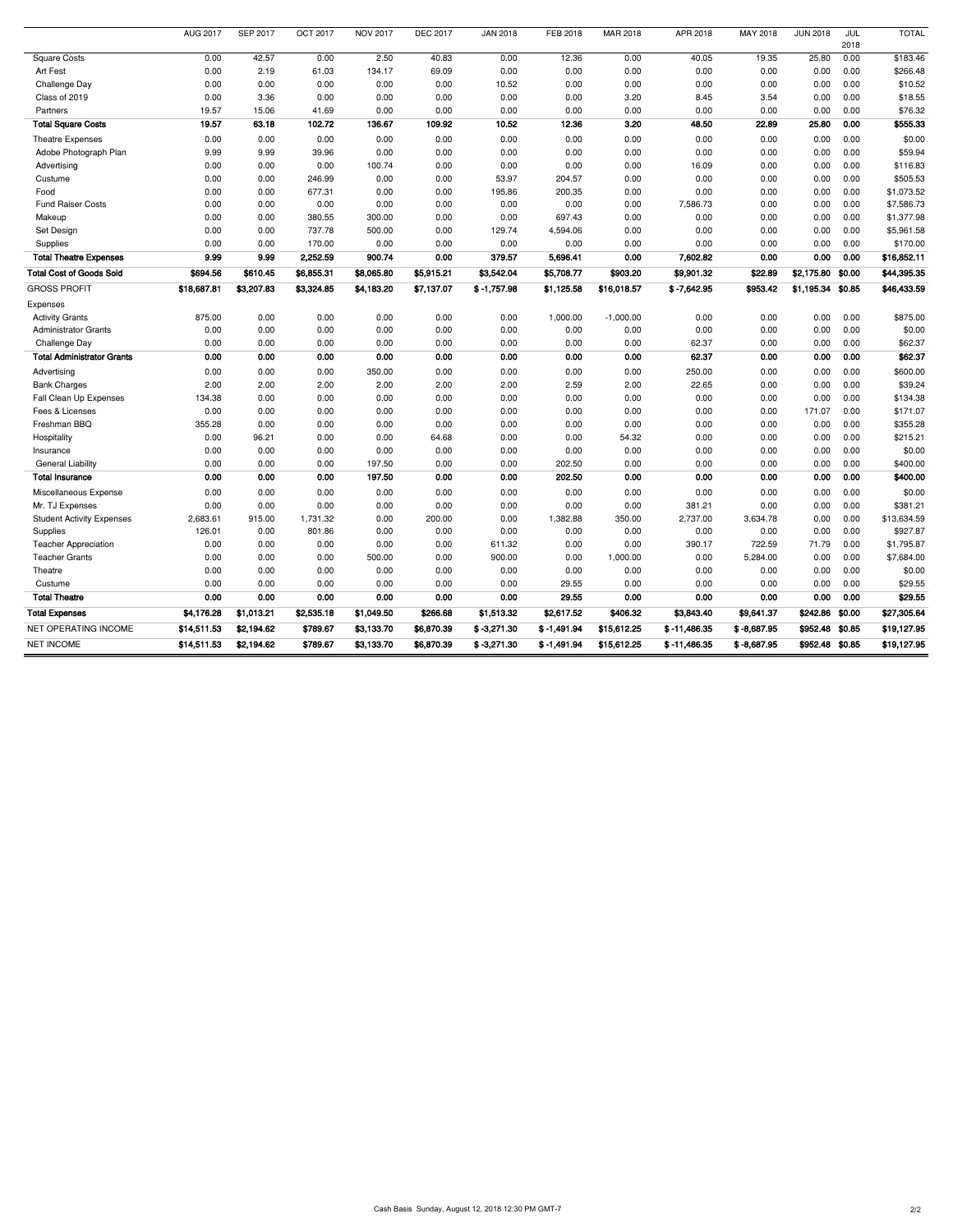| | AUG 2017 | SEP 2017 | OCT 2017 | NOV 2017 | DEC 2017 | JAN 2018 | FEB 2018 | MAR 2018 | APR 2018 | MAY 2018 | JUN 2018 | JUL 2018 | TOTAL |
|---|---|---|---|---|---|---|---|---|---|---|---|---|---|
| Square Costs | 0.00 | 42.57 | 0.00 | 2.50 | 40.83 | 0.00 | 12.36 | 0.00 | 40.05 | 19.35 | 25.80 | 0.00 | $183.46 |
| Art Fest | 0.00 | 2.19 | 61.03 | 134.17 | 69.09 | 0.00 | 0.00 | 0.00 | 0.00 | 0.00 | 0.00 | 0.00 | $266.48 |
| Challenge Day | 0.00 | 0.00 | 0.00 | 0.00 | 0.00 | 10.52 | 0.00 | 0.00 | 0.00 | 0.00 | 0.00 | 0.00 | $10.52 |
| Class of 2019 | 0.00 | 3.36 | 0.00 | 0.00 | 0.00 | 0.00 | 0.00 | 3.20 | 8.45 | 3.54 | 0.00 | 0.00 | $18.55 |
| Partners | 19.57 | 15.06 | 41.69 | 0.00 | 0.00 | 0.00 | 0.00 | 0.00 | 0.00 | 0.00 | 0.00 | 0.00 | $76.32 |
| **Total Square Costs** | **19.57** | **63.18** | **102.72** | **136.67** | **109.92** | **10.52** | **12.36** | **3.20** | **48.50** | **22.89** | **25.80** | **0.00** | **$555.33** |
| Theatre Expenses | 0.00 | 0.00 | 0.00 | 0.00 | 0.00 | 0.00 | 0.00 | 0.00 | 0.00 | 0.00 | 0.00 | 0.00 | $0.00 |
| Adobe Photograph Plan | 9.99 | 9.99 | 39.96 | 0.00 | 0.00 | 0.00 | 0.00 | 0.00 | 0.00 | 0.00 | 0.00 | 0.00 | $59.94 |
| Advertising | 0.00 | 0.00 | 0.00 | 100.74 | 0.00 | 0.00 | 0.00 | 0.00 | 16.09 | 0.00 | 0.00 | 0.00 | $116.83 |
| Custume | 0.00 | 0.00 | 246.99 | 0.00 | 0.00 | 53.97 | 204.57 | 0.00 | 0.00 | 0.00 | 0.00 | 0.00 | $505.53 |
| Food | 0.00 | 0.00 | 677.31 | 0.00 | 0.00 | 195.86 | 200.35 | 0.00 | 0.00 | 0.00 | 0.00 | 0.00 | $1,073.52 |
| Fund Raiser Costs | 0.00 | 0.00 | 0.00 | 0.00 | 0.00 | 0.00 | 0.00 | 0.00 | 7,586.73 | 0.00 | 0.00 | 0.00 | $7,586.73 |
| Makeup | 0.00 | 0.00 | 380.55 | 300.00 | 0.00 | 0.00 | 697.43 | 0.00 | 0.00 | 0.00 | 0.00 | 0.00 | $1,377.98 |
| Set Design | 0.00 | 0.00 | 737.78 | 500.00 | 0.00 | 129.74 | 4,594.06 | 0.00 | 0.00 | 0.00 | 0.00 | 0.00 | $5,961.58 |
| Supplies | 0.00 | 0.00 | 170.00 | 0.00 | 0.00 | 0.00 | 0.00 | 0.00 | 0.00 | 0.00 | 0.00 | 0.00 | $170.00 |
| **Total Theatre Expenses** | **9.99** | **9.99** | **2,252.59** | **900.74** | **0.00** | **379.57** | **5,696.41** | **0.00** | **7,602.82** | **0.00** | **0.00** | **0.00** | **$16,852.11** |
| **Total Cost of Goods Sold** | **$694.56** | **$610.45** | **$6,855.31** | **$8,065.80** | **$5,915.21** | **$3,542.04** | **$5,708.77** | **$903.20** | **$9,901.32** | **$22.89** | **$2,175.80** | **$0.00** | **$44,395.35** |
| GROSS PROFIT | $18,687.81 | $3,207.83 | $3,324.85 | $4,183.20 | $7,137.07 | $ -1,757.98 | $1,125.58 | $16,018.57 | $ -7,642.95 | $953.42 | $1,195.34 | $0.85 | $46,433.59 |
| Expenses | | | | | | | | | | | | | |
| Activity Grants | 875.00 | 0.00 | 0.00 | 0.00 | 0.00 | 0.00 | 1,000.00 | -1,000.00 | 0.00 | 0.00 | 0.00 | 0.00 | $875.00 |
| Administrator Grants | 0.00 | 0.00 | 0.00 | 0.00 | 0.00 | 0.00 | 0.00 | 0.00 | 0.00 | 0.00 | 0.00 | 0.00 | $0.00 |
| Challenge Day | 0.00 | 0.00 | 0.00 | 0.00 | 0.00 | 0.00 | 0.00 | 0.00 | 62.37 | 0.00 | 0.00 | 0.00 | $62.37 |
| **Total Administrator Grants** | **0.00** | **0.00** | **0.00** | **0.00** | **0.00** | **0.00** | **0.00** | **0.00** | **62.37** | **0.00** | **0.00** | **0.00** | **$62.37** |
| Advertising | 0.00 | 0.00 | 0.00 | 350.00 | 0.00 | 0.00 | 0.00 | 0.00 | 250.00 | 0.00 | 0.00 | 0.00 | $600.00 |
| Bank Charges | 2.00 | 2.00 | 2.00 | 2.00 | 2.00 | 2.00 | 2.59 | 2.00 | 22.65 | 0.00 | 0.00 | 0.00 | $39.24 |
| Fall Clean Up Expenses | 134.38 | 0.00 | 0.00 | 0.00 | 0.00 | 0.00 | 0.00 | 0.00 | 0.00 | 0.00 | 0.00 | 0.00 | $134.38 |
| Fees & Licenses | 0.00 | 0.00 | 0.00 | 0.00 | 0.00 | 0.00 | 0.00 | 0.00 | 0.00 | 0.00 | 171.07 | 0.00 | $171.07 |
| Freshman BBQ | 355.28 | 0.00 | 0.00 | 0.00 | 0.00 | 0.00 | 0.00 | 0.00 | 0.00 | 0.00 | 0.00 | 0.00 | $355.28 |
| Hospitality | 0.00 | 96.21 | 0.00 | 0.00 | 64.68 | 0.00 | 0.00 | 54.32 | 0.00 | 0.00 | 0.00 | 0.00 | $215.21 |
| Insurance | 0.00 | 0.00 | 0.00 | 0.00 | 0.00 | 0.00 | 0.00 | 0.00 | 0.00 | 0.00 | 0.00 | 0.00 | $0.00 |
| General Liability | 0.00 | 0.00 | 0.00 | 197.50 | 0.00 | 0.00 | 202.50 | 0.00 | 0.00 | 0.00 | 0.00 | 0.00 | $400.00 |
| **Total Insurance** | **0.00** | **0.00** | **0.00** | **197.50** | **0.00** | **0.00** | **202.50** | **0.00** | **0.00** | **0.00** | **0.00** | **0.00** | **$400.00** |
| Miscellaneous Expense | 0.00 | 0.00 | 0.00 | 0.00 | 0.00 | 0.00 | 0.00 | 0.00 | 0.00 | 0.00 | 0.00 | 0.00 | $0.00 |
| Mr. TJ Expenses | 0.00 | 0.00 | 0.00 | 0.00 | 0.00 | 0.00 | 0.00 | 0.00 | 381.21 | 0.00 | 0.00 | 0.00 | $381.21 |
| Student Activity Expenses | 2,683.61 | 915.00 | 1,731.32 | 0.00 | 200.00 | 0.00 | 1,382.88 | 350.00 | 2,737.00 | 3,634.78 | 0.00 | 0.00 | $13,634.59 |
| Supplies | 126.01 | 0.00 | 801.86 | 0.00 | 0.00 | 0.00 | 0.00 | 0.00 | 0.00 | 0.00 | 0.00 | 0.00 | $927.87 |
| Teacher Appreciation | 0.00 | 0.00 | 0.00 | 0.00 | 0.00 | 611.32 | 0.00 | 0.00 | 390.17 | 722.59 | 71.79 | 0.00 | $1,795.87 |
| Teacher Grants | 0.00 | 0.00 | 0.00 | 500.00 | 0.00 | 900.00 | 0.00 | 1,000.00 | 0.00 | 5,284.00 | 0.00 | 0.00 | $7,684.00 |
| Theatre | 0.00 | 0.00 | 0.00 | 0.00 | 0.00 | 0.00 | 0.00 | 0.00 | 0.00 | 0.00 | 0.00 | 0.00 | $0.00 |
| Custume | 0.00 | 0.00 | 0.00 | 0.00 | 0.00 | 0.00 | 29.55 | 0.00 | 0.00 | 0.00 | 0.00 | 0.00 | $29.55 |
| **Total Theatre** | **0.00** | **0.00** | **0.00** | **0.00** | **0.00** | **0.00** | **29.55** | **0.00** | **0.00** | **0.00** | **0.00** | **0.00** | **$29.55** |
| **Total Expenses** | **$4,176.28** | **$1,013.21** | **$2,535.18** | **$1,049.50** | **$266.68** | **$1,513.32** | **$2,617.52** | **$406.32** | **$3,843.40** | **$9,641.37** | **$242.86** | **$0.00** | **$27,305.64** |
| NET OPERATING INCOME | $14,511.53 | $2,194.62 | $789.67 | $3,133.70 | $6,870.39 | $ -3,271.30 | $ -1,491.94 | $15,612.25 | $ -11,486.35 | $ -8,687.95 | $952.48 | $0.85 | $19,127.95 |
| NET INCOME | $14,511.53 | $2,194.62 | $789.67 | $3,133.70 | $6,870.39 | $ -3,271.30 | $ -1,491.94 | $15,612.25 | $ -11,486.35 | $ -8,687.95 | $952.48 | $0.85 | $19,127.95 |

Cash Basis Sunday, August 12, 2018 12:30 PM GMT-7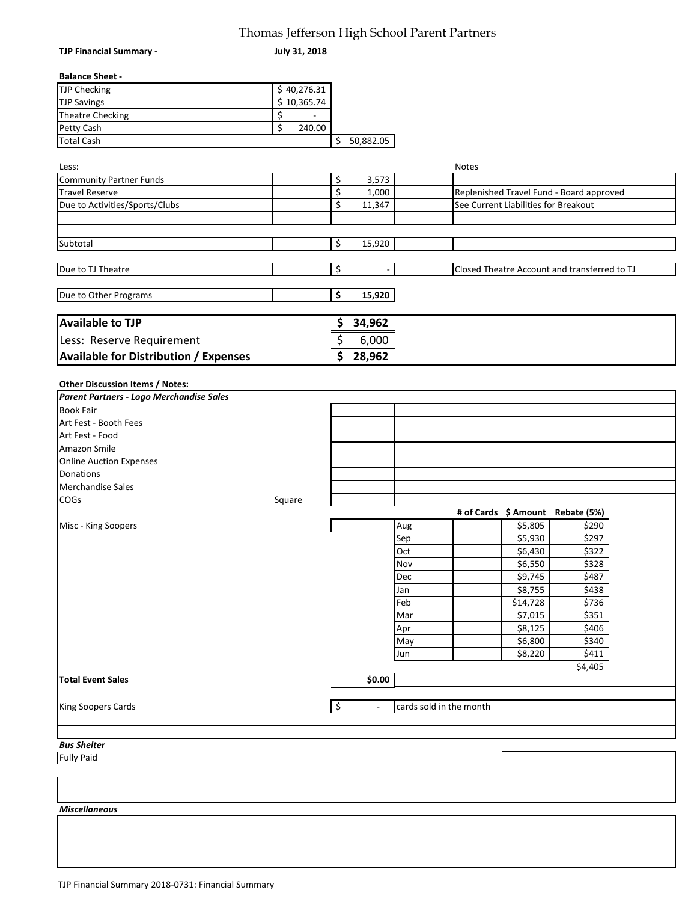# Thomas Jefferson High School Parent Partners

**TJP Financial Summary -** **July 31, 2018**

**Balance Sheet -**

| | | |
|---|---|---|
| TJP Checking | $ 40,276.31 | |
| TJP Savings | $ 10,365.74 | |
| Theatre Checking | $ - | |
| Petty Cash | $ 240.00 | |
| Total Cash | | $ 50,882.05 |

| Less: | | | | Notes |
|---|---|---|---|---|
| Community Partner Funds | | $ 3,573 | | |
| Travel Reserve | | $ 1,000 | | Replenished Travel Fund - Board approved |
| Due to Activities/Sports/Clubs | | $ 11,347 | | See Current Liabilities for Breakout |
| | | | | |
| Subtotal | | $ 15,920 | | |
| Due to TJ Theatre | | $ - | | Closed Theatre Account and transferred to TJ |
| Due to Other Programs | | **$ 15,920** | | |

| | |
|---|---|
| **Available to TJP** | **$ 34,962** |
| Less: Reserve Requirement | $ 6,000 |
| **Available for Distribution / Expenses** | **$ 28,962** |

**Other Discussion Items / Notes:**

***Parent Partners - Logo Merchandise Sales***

| | | | | | | |
|---|---|---|---|---|---|---|
| Book Fair | | | | | | |
| Art Fest - Booth Fees | | | | | | |
| Art Fest - Food | | | | | | |
| Amazon Smile | | | | | | |
| Online Auction Expenses | | | | | | |
| Donations | | | | | | |
| Merchandise Sales | | | | | | |
| COGs | Square | | | | | |
| | | | | # of Cards | $ Amount | Rebate (5%) |
| Misc - King Soopers | | | Aug | | $5,805 | $290 |
| | | | Sep | | $5,930 | $297 |
| | | | Oct | | $6,430 | $322 |
| | | | Nov | | $6,550 | $328 |
| | | | Dec | | $9,745 | $487 |
| | | | Jan | | $8,755 | $438 |
| | | | Feb | | $14,728 | $736 |
| | | | Mar | | $7,015 | $351 |
| | | | Apr | | $8,125 | $406 |
| | | | May | | $6,800 | $340 |
| | | | Jun | | $8,220 | $411 |
| | | | | | | $4,405 |
| **Total Event Sales** | | **$0.00** | | | | |
| King Soopers Cards | | $ - | cards sold in the month | | | |

***Bus Shelter***

Fully Paid

***Miscellaneous***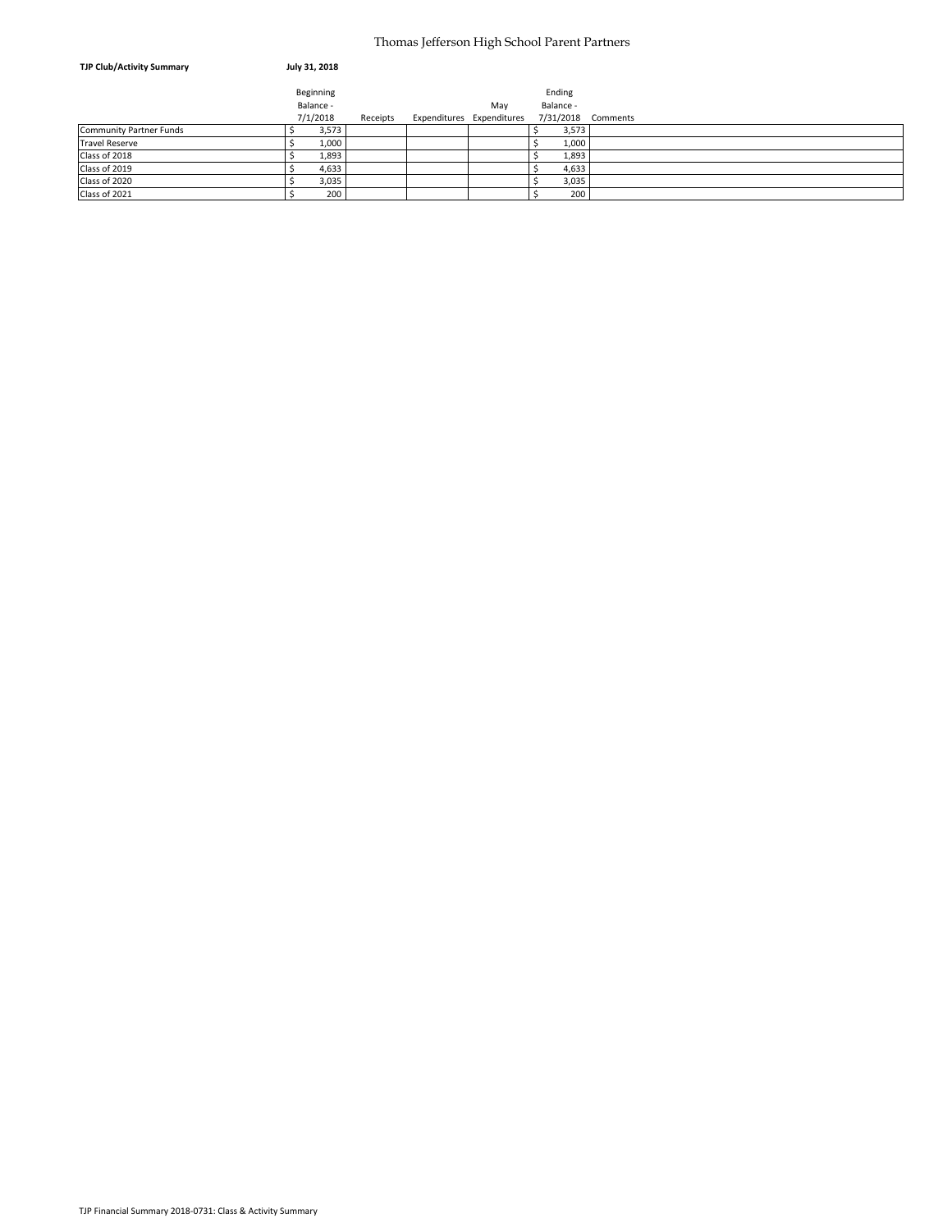# Thomas Jefferson High School Parent Partners

**TJP Club/Activity Summary** **July 31, 2018**

| | Beginning Balance - 7/1/2018 | Receipts | Expenditures | May Expenditures | Ending Balance - 7/31/2018 | Comments |
|---|---|---|---|---|---|---|
| Community Partner Funds | $ 3,573 | | | | $ 3,573 | |
| Travel Reserve | $ 1,000 | | | | $ 1,000 | |
| Class of 2018 | $ 1,893 | | | | $ 1,893 | |
| Class of 2019 | $ 4,633 | | | | $ 4,633 | |
| Class of 2020 | $ 3,035 | | | | $ 3,035 | |
| Class of 2021 | $ 200 | | | | $ 200 | |

TJP Financial Summary 2018-0731: Class & Activity Summary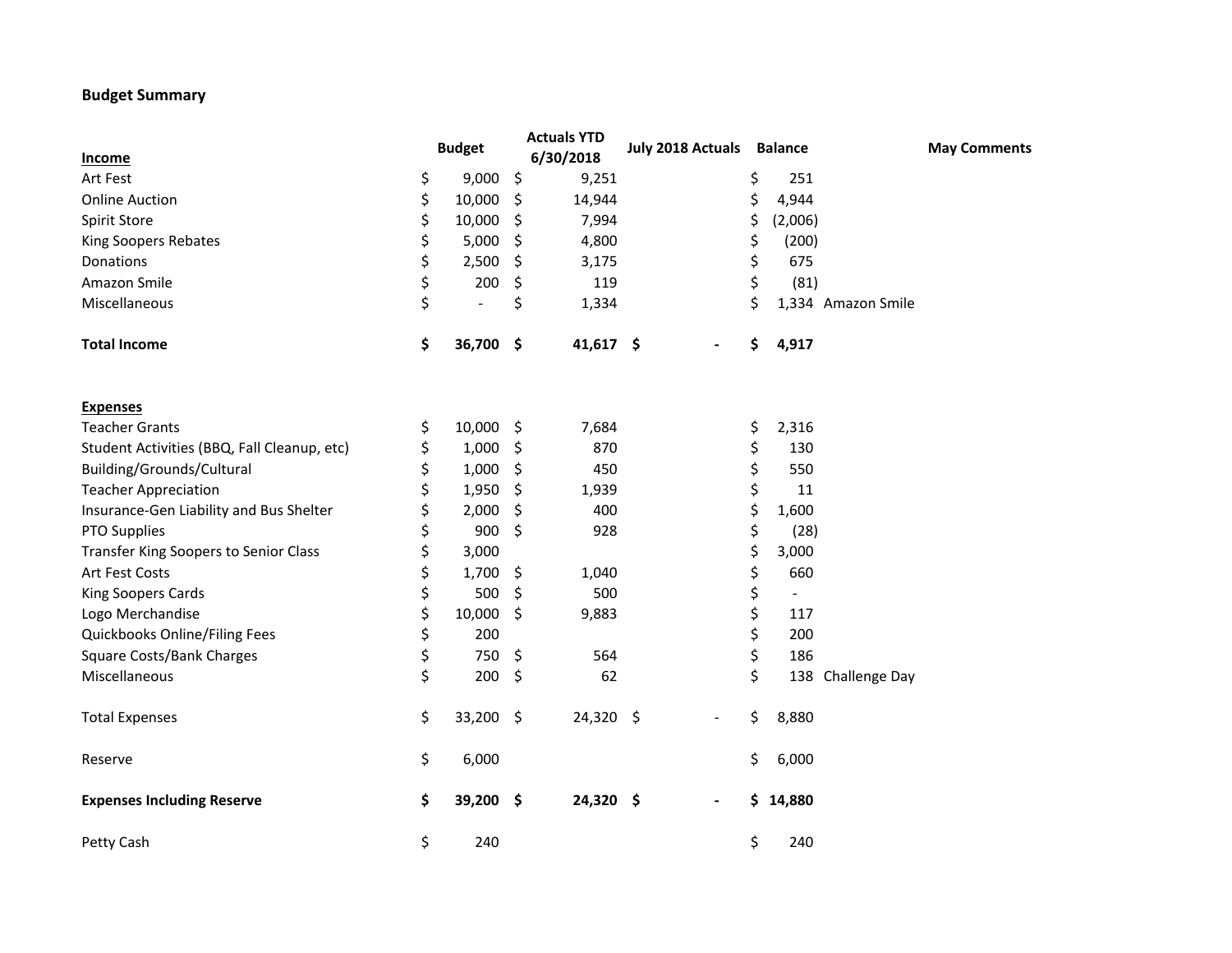**Budget Summary**

| Income | Budget | Actuals YTD 6/30/2018 | July 2018 Actuals | Balance | May Comments |
|---|---|---|---|---|---|
| Art Fest | $ 9,000 | $ 9,251 | | $ 251 | |
| Online Auction | $ 10,000 | $ 14,944 | | $ 4,944 | |
| Spirit Store | $ 10,000 | $ 7,994 | | $ (2,006) | |
| King Soopers Rebates | $ 5,000 | $ 4,800 | | $ (200) | |
| Donations | $ 2,500 | $ 3,175 | | $ 675 | |
| Amazon Smile | $ 200 | $ 119 | | $ (81) | |
| Miscellaneous | $ - | $ 1,334 | | $ 1,334 | Amazon Smile |
| **Total Income** | **$ 36,700** | **$ 41,617** | **$ -** | **$ 4,917** | |
| | | | | | |
| **Expenses** | | | | | |
| Teacher Grants | $ 10,000 | $ 7,684 | | $ 2,316 | |
| Student Activities (BBQ, Fall Cleanup, etc) | $ 1,000 | $ 870 | | $ 130 | |
| Building/Grounds/Cultural | $ 1,000 | $ 450 | | $ 550 | |
| Teacher Appreciation | $ 1,950 | $ 1,939 | | $ 11 | |
| Insurance-Gen Liability and Bus Shelter | $ 2,000 | $ 400 | | $ 1,600 | |
| PTO Supplies | $ 900 | $ 928 | | $ (28) | |
| Transfer King Soopers to Senior Class | $ 3,000 | | | $ 3,000 | |
| Art Fest Costs | $ 1,700 | $ 1,040 | | $ 660 | |
| King Soopers Cards | $ 500 | $ 500 | | $ - | |
| Logo Merchandise | $ 10,000 | $ 9,883 | | $ 117 | |
| Quickbooks Online/Filing Fees | $ 200 | | | $ 200 | |
| Square Costs/Bank Charges | $ 750 | $ 564 | | $ 186 | |
| Miscellaneous | $ 200 | $ 62 | | $ 138 | Challenge Day |
| Total Expenses | $ 33,200 | $ 24,320 | $ - | $ 8,880 | |
| Reserve | $ 6,000 | | | $ 6,000 | |
| **Expenses Including Reserve** | **$ 39,200** | **$ 24,320** | **$ -** | **$ 14,880** | |
| Petty Cash | $ 240 | | | $ 240 | |